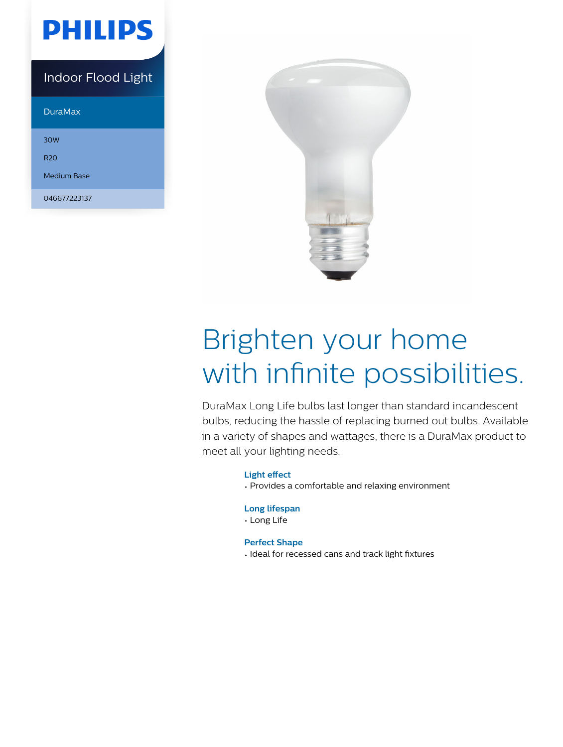PHILIPS

Indoor Flood Light

DuraMax

30W

R20

Medium Base

046677223137

# Brighten your home with infinite possibilities.

DuraMax Long Life bulbs last longer than standard incandescent bulbs, reducing the hassle of replacing burned out bulbs. Available in a variety of shapes and wattages, there is a DuraMax product to meet all your lighting needs.

### Light effect
- Provides a comfortable and relaxing environment

### Long lifespan
- Long Life

### Perfect Shape
- Ideal for recessed cans and track light fixtures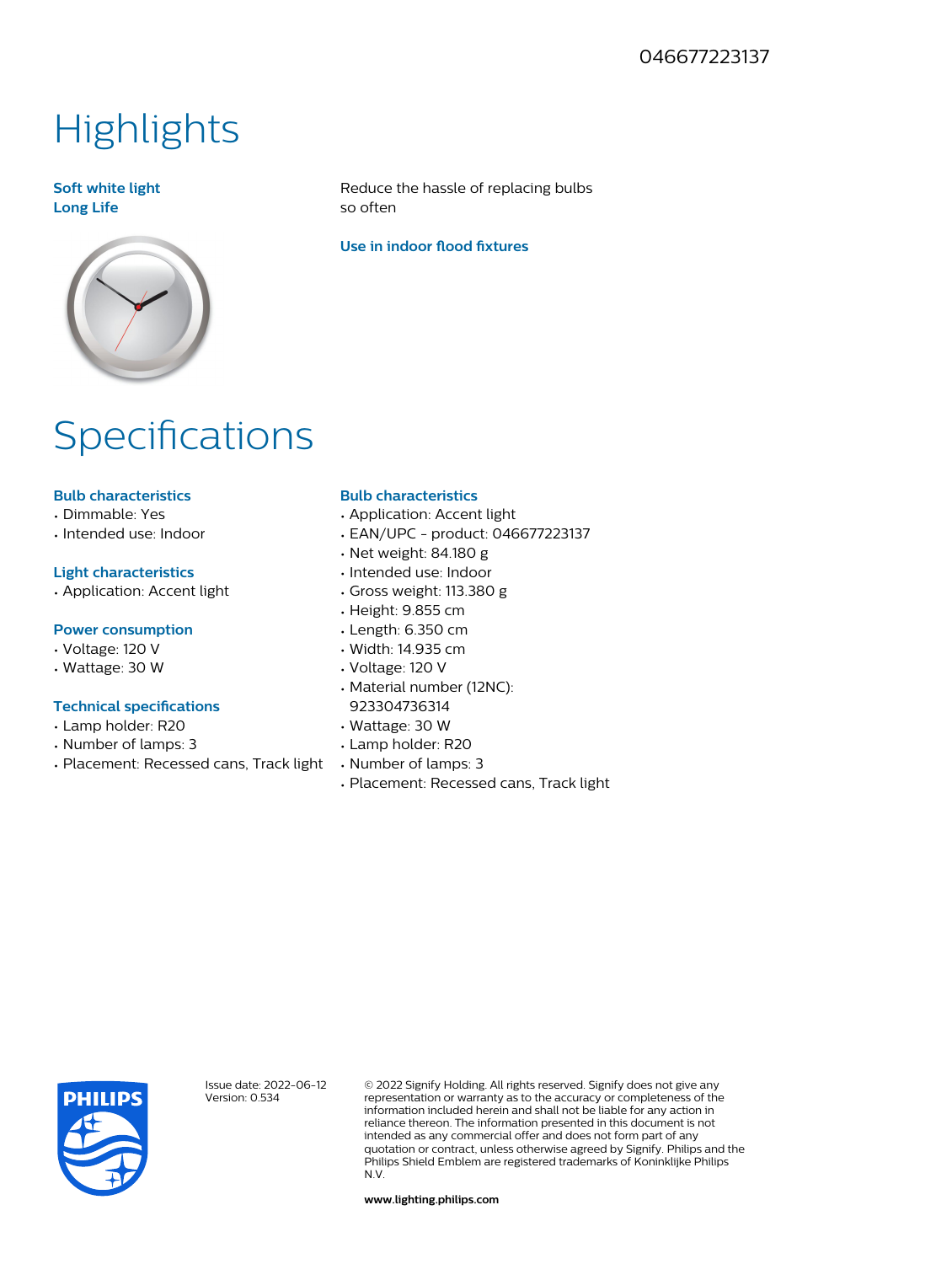046677223137

# Highlights

### Soft white light

### Long Life

Reduce the hassle of replacing bulbs so often

### Use in indoor flood fixtures

# Specifications

### Bulb characteristics

- Dimmable: Yes
- Intended use: Indoor

### Light characteristics

- Application: Accent light

### Power consumption

- Voltage: 120 V
- Wattage: 30 W

### Technical specifications

- Lamp holder: R20
- Number of lamps: 3
- Placement: Recessed cans, Track light

### Bulb characteristics

- Application: Accent light
- EAN/UPC - product: 046677223137
- Net weight: 84.180 g
- Intended use: Indoor
- Gross weight: 113.380 g
- Height: 9.855 cm
- Length: 6.350 cm
- Width: 14.935 cm
- Voltage: 120 V
- Material number (12NC): 923304736314
- Wattage: 30 W
- Lamp holder: R20
- Number of lamps: 3
- Placement: Recessed cans, Track light

Issue date: 2022-06-12
Version: 0.534

© 2022 Signify Holding. All rights reserved. Signify does not give any representation or warranty as to the accuracy or completeness of the information included herein and shall not be liable for any action in reliance thereon. The information presented in this document is not intended as any commercial offer and does not form part of any quotation or contract, unless otherwise agreed by Signify. Philips and the Philips Shield Emblem are registered trademarks of Koninklijke Philips N.V.

**www.lighting.philips.com**